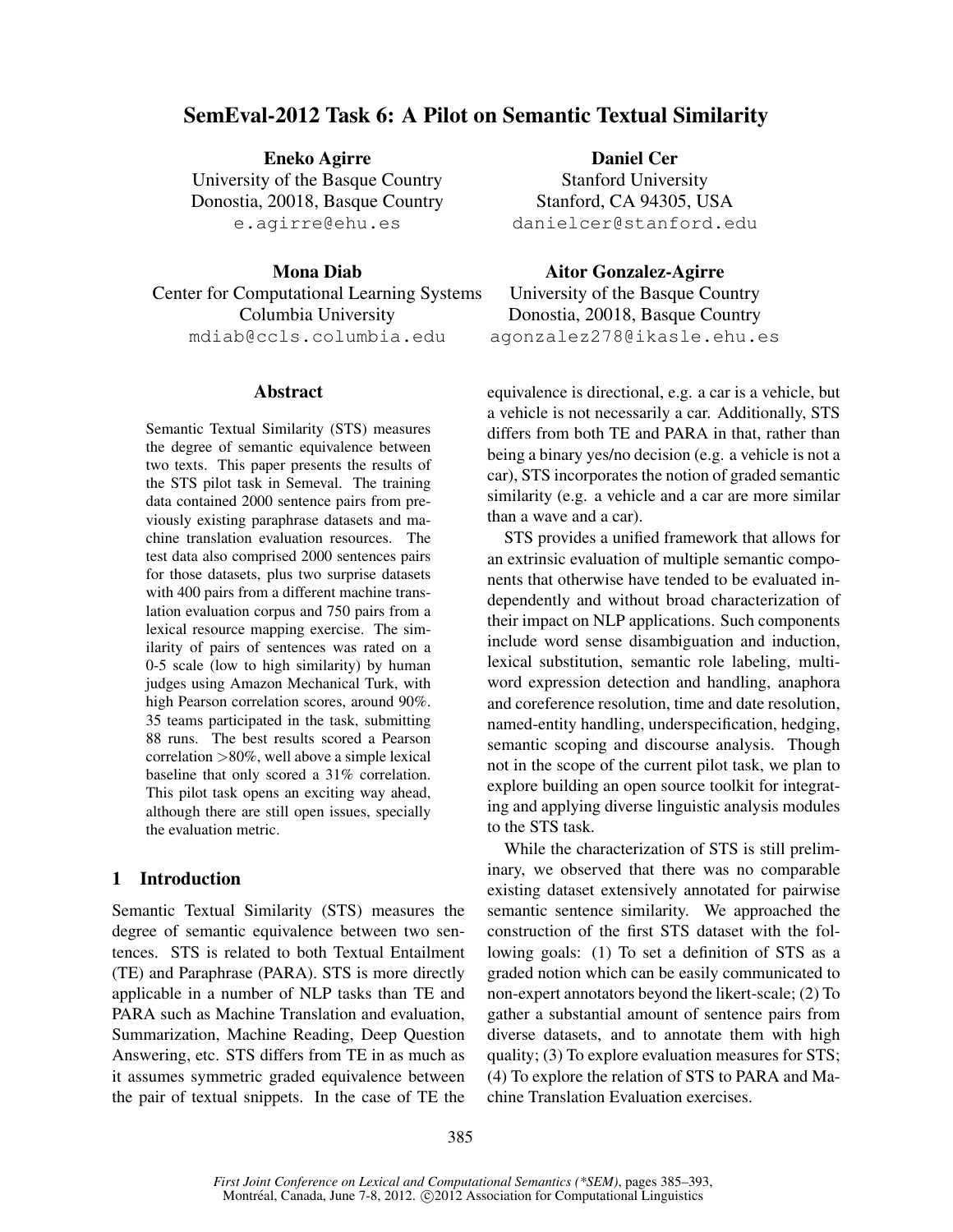# SemEval-2012 Task 6: A Pilot on Semantic Textual Similarity

**Eneko Agirre**
University of the Basque Country
Donostia, 20018, Basque Country
e.agirre@ehu.es

**Daniel Cer**
Stanford University
Stanford, CA 94305, USA
danielcer@stanford.edu

**Mona Diab**
Center for Computational Learning Systems
Columbia University
mdiab@ccls.columbia.edu

**Aitor Gonzalez-Agirre**
University of the Basque Country
Donostia, 20018, Basque Country
agonzalez278@ikasle.ehu.es

## Abstract

Semantic Textual Similarity (STS) measures the degree of semantic equivalence between two texts. This paper presents the results of the STS pilot task in Semeval. The training data contained 2000 sentence pairs from previously existing paraphrase datasets and machine translation evaluation resources. The test data also comprised 2000 sentences pairs for those datasets, plus two surprise datasets with 400 pairs from a different machine translation evaluation corpus and 750 pairs from a lexical resource mapping exercise. The similarity of pairs of sentences was rated on a 0-5 scale (low to high similarity) by human judges using Amazon Mechanical Turk, with high Pearson correlation scores, around 90%. 35 teams participated in the task, submitting 88 runs. The best results scored a Pearson correlation >80%, well above a simple lexical baseline that only scored a 31% correlation. This pilot task opens an exciting way ahead, although there are still open issues, specially the evaluation metric.

## 1 Introduction

Semantic Textual Similarity (STS) measures the degree of semantic equivalence between two sentences. STS is related to both Textual Entailment (TE) and Paraphrase (PARA). STS is more directly applicable in a number of NLP tasks than TE and PARA such as Machine Translation and evaluation, Summarization, Machine Reading, Deep Question Answering, etc. STS differs from TE in as much as it assumes symmetric graded equivalence between the pair of textual snippets. In the case of TE the equivalence is directional, e.g. a car is a vehicle, but a vehicle is not necessarily a car. Additionally, STS differs from both TE and PARA in that, rather than being a binary yes/no decision (e.g. a vehicle is not a car), STS incorporates the notion of graded semantic similarity (e.g. a vehicle and a car are more similar than a wave and a car).

STS provides a unified framework that allows for an extrinsic evaluation of multiple semantic components that otherwise have tended to be evaluated independently and without broad characterization of their impact on NLP applications. Such components include word sense disambiguation and induction, lexical substitution, semantic role labeling, multiword expression detection and handling, anaphora and coreference resolution, time and date resolution, named-entity handling, underspecification, hedging, semantic scoping and discourse analysis. Though not in the scope of the current pilot task, we plan to explore building an open source toolkit for integrating and applying diverse linguistic analysis modules to the STS task.

While the characterization of STS is still preliminary, we observed that there was no comparable existing dataset extensively annotated for pairwise semantic sentence similarity. We approached the construction of the first STS dataset with the following goals: (1) To set a definition of STS as a graded notion which can be easily communicated to non-expert annotators beyond the likert-scale; (2) To gather a substantial amount of sentence pairs from diverse datasets, and to annotate them with high quality; (3) To explore evaluation measures for STS; (4) To explore the relation of STS to PARA and Machine Translation Evaluation exercises.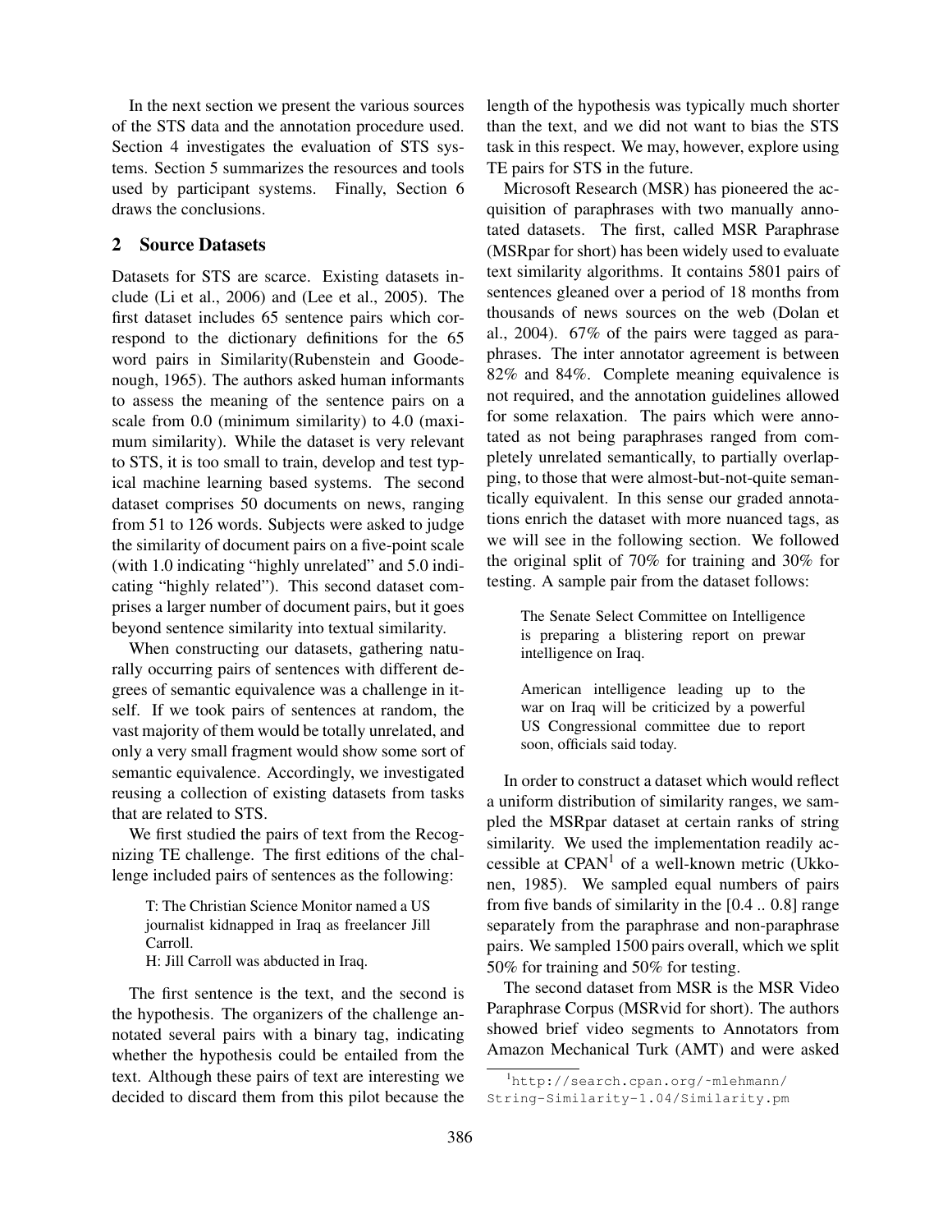In the next section we present the various sources of the STS data and the annotation procedure used. Section 4 investigates the evaluation of STS systems. Section 5 summarizes the resources and tools used by participant systems. Finally, Section 6 draws the conclusions.

## 2 Source Datasets

Datasets for STS are scarce. Existing datasets include (Li et al., 2006) and (Lee et al., 2005). The first dataset includes 65 sentence pairs which correspond to the dictionary definitions for the 65 word pairs in Similarity(Rubenstein and Goodenough, 1965). The authors asked human informants to assess the meaning of the sentence pairs on a scale from 0.0 (minimum similarity) to 4.0 (maximum similarity). While the dataset is very relevant to STS, it is too small to train, develop and test typical machine learning based systems. The second dataset comprises 50 documents on news, ranging from 51 to 126 words. Subjects were asked to judge the similarity of document pairs on a five-point scale (with 1.0 indicating "highly unrelated" and 5.0 indicating "highly related"). This second dataset comprises a larger number of document pairs, but it goes beyond sentence similarity into textual similarity.

When constructing our datasets, gathering naturally occurring pairs of sentences with different degrees of semantic equivalence was a challenge in itself. If we took pairs of sentences at random, the vast majority of them would be totally unrelated, and only a very small fragment would show some sort of semantic equivalence. Accordingly, we investigated reusing a collection of existing datasets from tasks that are related to STS.

We first studied the pairs of text from the Recognizing TE challenge. The first editions of the challenge included pairs of sentences as the following:

> T: The Christian Science Monitor named a US journalist kidnapped in Iraq as freelancer Jill Carroll.
> H: Jill Carroll was abducted in Iraq.

The first sentence is the text, and the second is the hypothesis. The organizers of the challenge annotated several pairs with a binary tag, indicating whether the hypothesis could be entailed from the text. Although these pairs of text are interesting we decided to discard them from this pilot because the length of the hypothesis was typically much shorter than the text, and we did not want to bias the STS task in this respect. We may, however, explore using TE pairs for STS in the future.

Microsoft Research (MSR) has pioneered the acquisition of paraphrases with two manually annotated datasets. The first, called MSR Paraphrase (MSRpar for short) has been widely used to evaluate text similarity algorithms. It contains 5801 pairs of sentences gleaned over a period of 18 months from thousands of news sources on the web (Dolan et al., 2004). 67% of the pairs were tagged as paraphrases. The inter annotator agreement is between 82% and 84%. Complete meaning equivalence is not required, and the annotation guidelines allowed for some relaxation. The pairs which were annotated as not being paraphrases ranged from completely unrelated semantically, to partially overlapping, to those that were almost-but-not-quite semantically equivalent. In this sense our graded annotations enrich the dataset with more nuanced tags, as we will see in the following section. We followed the original split of 70% for training and 30% for testing. A sample pair from the dataset follows:

> The Senate Select Committee on Intelligence is preparing a blistering report on prewar intelligence on Iraq.
>
> American intelligence leading up to the war on Iraq will be criticized by a powerful US Congressional committee due to report soon, officials said today.

In order to construct a dataset which would reflect a uniform distribution of similarity ranges, we sampled the MSRpar dataset at certain ranks of string similarity. We used the implementation readily accessible at CPAN[1] of a well-known metric (Ukkonen, 1985). We sampled equal numbers of pairs from five bands of similarity in the [0.4 .. 0.8] range separately from the paraphrase and non-paraphrase pairs. We sampled 1500 pairs overall, which we split 50% for training and 50% for testing.

The second dataset from MSR is the MSR Video Paraphrase Corpus (MSRvid for short). The authors showed brief video segments to Annotators from Amazon Mechanical Turk (AMT) and were asked

[1] http://search.cpan.org/~mlehmann/String-Similarity-1.04/Similarity.pm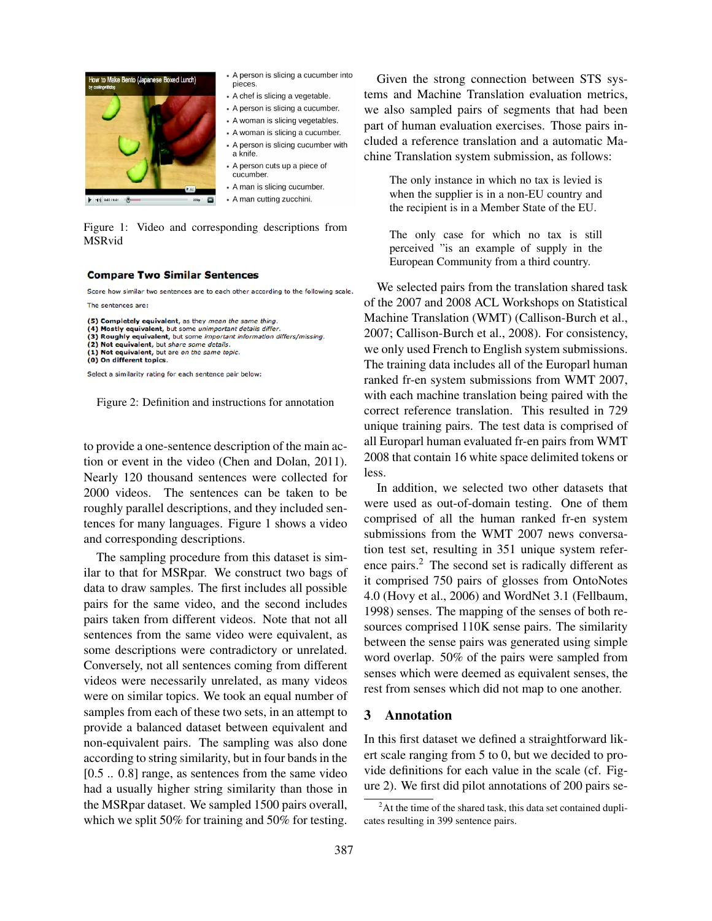- A person is slicing a cucumber into pieces.
- A chef is slicing a vegetable.
- A person is slicing a cucumber.
- A woman is slicing vegetables.
- A woman is slicing a cucumber.
- A person is slicing cucumber with a knife.
- A person cuts up a piece of cucumber.
- A man is slicing cucumber.
- A man cutting zucchini.

Figure 1: Video and corresponding descriptions from MSRvid

**Compare Two Similar Sentences**

Score how similar two sentences are to each other according to the following scale.

The sentences are:

**(5) Completely equivalent**, as they *mean the same thing*.
**(4) Mostly equivalent**, but some *unimportant details differ*.
**(3) Roughly equivalent**, but some *important information differs/missing*.
**(2) Not equivalent**, but *share some details*.
**(1) Not equivalent**, but are *on the same topic*.
**(0) On different topics**.

Select a similarity rating for each sentence pair below:

Figure 2: Definition and instructions for annotation

to provide a one-sentence description of the main action or event in the video (Chen and Dolan, 2011). Nearly 120 thousand sentences were collected for 2000 videos. The sentences can be taken to be roughly parallel descriptions, and they included sentences for many languages. Figure 1 shows a video and corresponding descriptions.

The sampling procedure from this dataset is similar to that for MSRpar. We construct two bags of data to draw samples. The first includes all possible pairs for the same video, and the second includes pairs taken from different videos. Note that not all sentences from the same video were equivalent, as some descriptions were contradictory or unrelated. Conversely, not all sentences coming from different videos were necessarily unrelated, as many videos were on similar topics. We took an equal number of samples from each of these two sets, in an attempt to provide a balanced dataset between equivalent and non-equivalent pairs. The sampling was also done according to string similarity, but in four bands in the [0.5 .. 0.8] range, as sentences from the same video had a usually higher string similarity than those in the MSRpar dataset. We sampled 1500 pairs overall, which we split 50% for training and 50% for testing.

Given the strong connection between STS systems and Machine Translation evaluation metrics, we also sampled pairs of segments that had been part of human evaluation exercises. Those pairs included a reference translation and a automatic Machine Translation system submission, as follows:

> The only instance in which no tax is levied is when the supplier is in a non-EU country and the recipient is in a Member State of the EU.
>
> The only case for which no tax is still perceived "is an example of supply in the European Community from a third country.

We selected pairs from the translation shared task of the 2007 and 2008 ACL Workshops on Statistical Machine Translation (WMT) (Callison-Burch et al., 2007; Callison-Burch et al., 2008). For consistency, we only used French to English system submissions. The training data includes all of the Europarl human ranked fr-en system submissions from WMT 2007, with each machine translation being paired with the correct reference translation. This resulted in 729 unique training pairs. The test data is comprised of all Europarl human evaluated fr-en pairs from WMT 2008 that contain 16 white space delimited tokens or less.

In addition, we selected two other datasets that were used as out-of-domain testing. One of them comprised of all the human ranked fr-en system submissions from the WMT 2007 news conversation test set, resulting in 351 unique system reference pairs.[2] The second set is radically different as it comprised 750 pairs of glosses from OntoNotes 4.0 (Hovy et al., 2006) and WordNet 3.1 (Fellbaum, 1998) senses. The mapping of the senses of both resources comprised 110K sense pairs. The similarity between the sense pairs was generated using simple word overlap. 50% of the pairs were sampled from senses which were deemed as equivalent senses, the rest from senses which did not map to one another.

## 3 Annotation

In this first dataset we defined a straightforward likert scale ranging from 5 to 0, but we decided to provide definitions for each value in the scale (cf. Figure 2). We first did pilot annotations of 200 pairs se-

[2] At the time of the shared task, this data set contained duplicates resulting in 399 sentence pairs.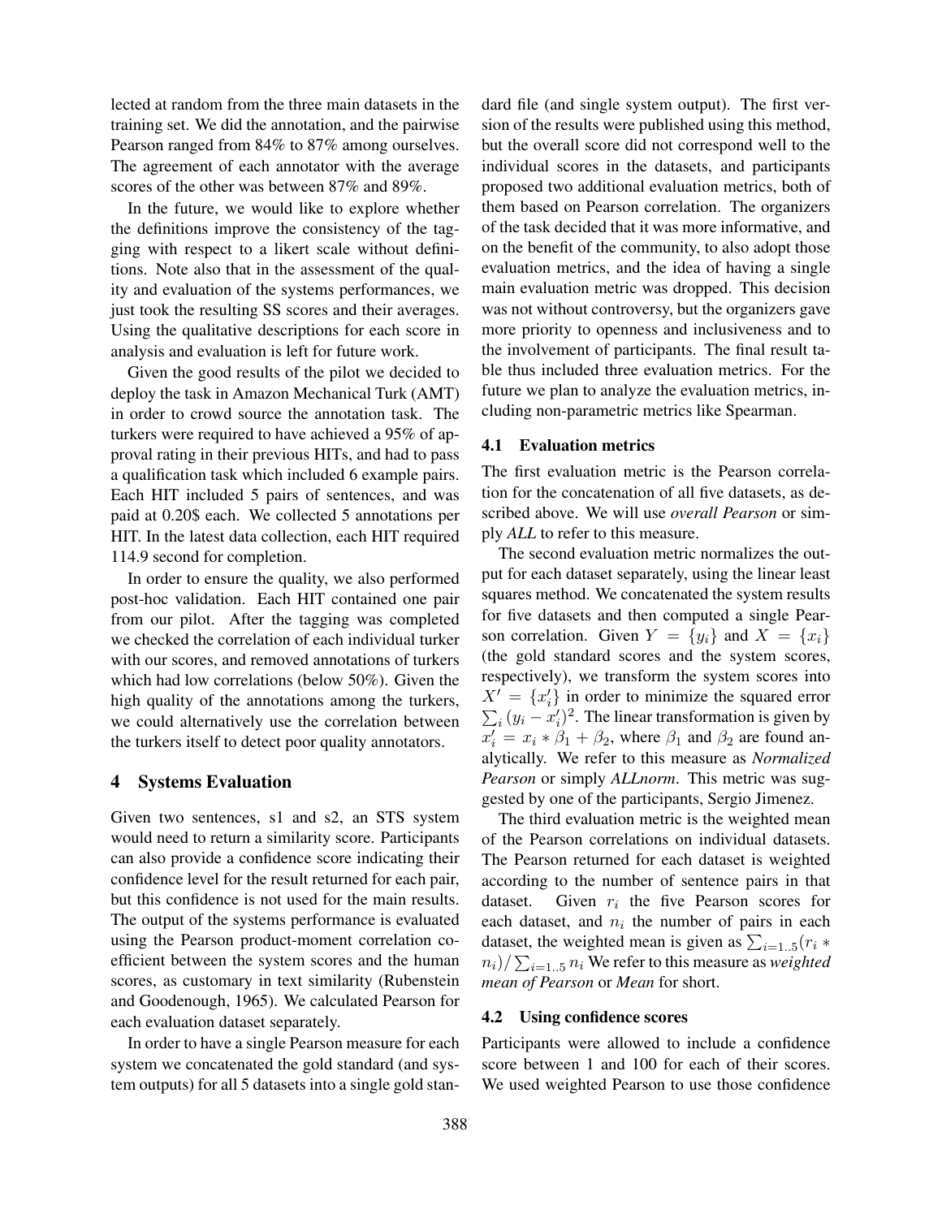lected at random from the three main datasets in the training set. We did the annotation, and the pairwise Pearson ranged from 84% to 87% among ourselves. The agreement of each annotator with the average scores of the other was between 87% and 89%.

In the future, we would like to explore whether the definitions improve the consistency of the tagging with respect to a likert scale without definitions. Note also that in the assessment of the quality and evaluation of the systems performances, we just took the resulting SS scores and their averages. Using the qualitative descriptions for each score in analysis and evaluation is left for future work.

Given the good results of the pilot we decided to deploy the task in Amazon Mechanical Turk (AMT) in order to crowd source the annotation task. The turkers were required to have achieved a 95% of approval rating in their previous HITs, and had to pass a qualification task which included 6 example pairs. Each HIT included 5 pairs of sentences, and was paid at 0.20$ each. We collected 5 annotations per HIT. In the latest data collection, each HIT required 114.9 second for completion.

In order to ensure the quality, we also performed post-hoc validation. Each HIT contained one pair from our pilot. After the tagging was completed we checked the correlation of each individual turker with our scores, and removed annotations of turkers which had low correlations (below 50%). Given the high quality of the annotations among the turkers, we could alternatively use the correlation between the turkers itself to detect poor quality annotators.

## 4 Systems Evaluation

Given two sentences, s1 and s2, an STS system would need to return a similarity score. Participants can also provide a confidence score indicating their confidence level for the result returned for each pair, but this confidence is not used for the main results. The output of the systems performance is evaluated using the Pearson product-moment correlation coefficient between the system scores and the human scores, as customary in text similarity (Rubenstein and Goodenough, 1965). We calculated Pearson for each evaluation dataset separately.

In order to have a single Pearson measure for each system we concatenated the gold standard (and system outputs) for all 5 datasets into a single gold standard file (and single system output). The first version of the results were published using this method, but the overall score did not correspond well to the individual scores in the datasets, and participants proposed two additional evaluation metrics, both of them based on Pearson correlation. The organizers of the task decided that it was more informative, and on the benefit of the community, to also adopt those evaluation metrics, and the idea of having a single main evaluation metric was dropped. This decision was not without controversy, but the organizers gave more priority to openness and inclusiveness and to the involvement of participants. The final result table thus included three evaluation metrics. For the future we plan to analyze the evaluation metrics, including non-parametric metrics like Spearman.

### 4.1 Evaluation metrics

The first evaluation metric is the Pearson correlation for the concatenation of all five datasets, as described above. We will use *overall Pearson* or simply *ALL* to refer to this measure.

The second evaluation metric normalizes the output for each dataset separately, using the linear least squares method. We concatenated the system results for five datasets and then computed a single Pearson correlation. Given $Y = \{y_i\}$ and $X = \{x_i\}$ (the gold standard scores and the system scores, respectively), we transform the system scores into $X' = \{x'_i\}$ in order to minimize the squared error $\sum_i (y_i - x'_i)^2$. The linear transformation is given by $x'_i = x_i * \beta_1 + \beta_2$, where $\beta_1$ and $\beta_2$ are found analytically. We refer to this measure as *Normalized Pearson* or simply *ALLnorm*. This metric was suggested by one of the participants, Sergio Jimenez.

The third evaluation metric is the weighted mean of the Pearson correlations on individual datasets. The Pearson returned for each dataset is weighted according to the number of sentence pairs in that dataset. Given $r_i$ the five Pearson scores for each dataset, and $n_i$ the number of pairs in each dataset, the weighted mean is given as $\sum_{i=1..5}(r_i * n_i)/\sum_{i=1..5} n_i$ We refer to this measure as *weighted mean of Pearson* or *Mean* for short.

### 4.2 Using confidence scores

Participants were allowed to include a confidence score between 1 and 100 for each of their scores. We used weighted Pearson to use those confidence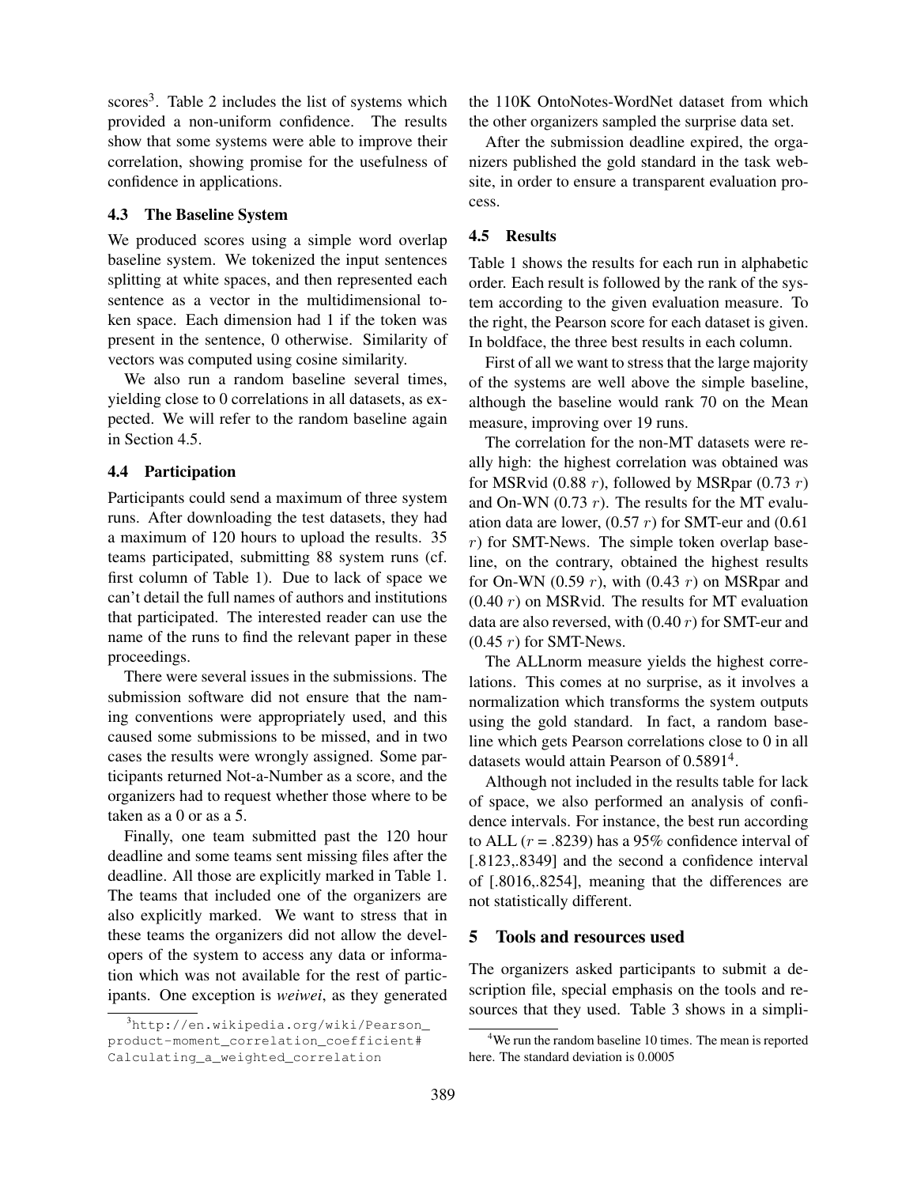scores[3]. Table 2 includes the list of systems which provided a non-uniform confidence. The results show that some systems were able to improve their correlation, showing promise for the usefulness of confidence in applications.

### 4.3 The Baseline System

We produced scores using a simple word overlap baseline system. We tokenized the input sentences splitting at white spaces, and then represented each sentence as a vector in the multidimensional token space. Each dimension had 1 if the token was present in the sentence, 0 otherwise. Similarity of vectors was computed using cosine similarity.

We also run a random baseline several times, yielding close to 0 correlations in all datasets, as expected. We will refer to the random baseline again in Section 4.5.

### 4.4 Participation

Participants could send a maximum of three system runs. After downloading the test datasets, they had a maximum of 120 hours to upload the results. 35 teams participated, submitting 88 system runs (cf. first column of Table 1). Due to lack of space we can't detail the full names of authors and institutions that participated. The interested reader can use the name of the runs to find the relevant paper in these proceedings.

There were several issues in the submissions. The submission software did not ensure that the naming conventions were appropriately used, and this caused some submissions to be missed, and in two cases the results were wrongly assigned. Some participants returned Not-a-Number as a score, and the organizers had to request whether those where to be taken as a 0 or as a 5.

Finally, one team submitted past the 120 hour deadline and some teams sent missing files after the deadline. All those are explicitly marked in Table 1. The teams that included one of the organizers are also explicitly marked. We want to stress that in these teams the organizers did not allow the developers of the system to access any data or information which was not available for the rest of participants. One exception is *weiwei*, as they generated the 110K OntoNotes-WordNet dataset from which the other organizers sampled the surprise data set.

After the submission deadline expired, the organizers published the gold standard in the task website, in order to ensure a transparent evaluation process.

### 4.5 Results

Table 1 shows the results for each run in alphabetic order. Each result is followed by the rank of the system according to the given evaluation measure. To the right, the Pearson score for each dataset is given. In boldface, the three best results in each column.

First of all we want to stress that the large majority of the systems are well above the simple baseline, although the baseline would rank 70 on the Mean measure, improving over 19 runs.

The correlation for the non-MT datasets were really high: the highest correlation was obtained was for MSRvid (0.88 $r$), followed by MSRpar (0.73 $r$) and On-WN (0.73 $r$). The results for the MT evaluation data are lower, (0.57 $r$) for SMT-eur and (0.61 $r$) for SMT-News. The simple token overlap baseline, on the contrary, obtained the highest results for On-WN (0.59 $r$), with (0.43 $r$) on MSRpar and (0.40 $r$) on MSRvid. The results for MT evaluation data are also reversed, with (0.40 $r$) for SMT-eur and (0.45 $r$) for SMT-News.

The ALLnorm measure yields the highest correlations. This comes at no surprise, as it involves a normalization which transforms the system outputs using the gold standard. In fact, a random baseline which gets Pearson correlations close to 0 in all datasets would attain Pearson of 0.5891[4].

Although not included in the results table for lack of space, we also performed an analysis of confidence intervals. For instance, the best run according to ALL ($r$ = .8239) has a 95% confidence interval of [.8123,.8349] and the second a confidence interval of [.8016,.8254], meaning that the differences are not statistically different.

## 5 Tools and resources used

The organizers asked participants to submit a description file, special emphasis on the tools and resources that they used. Table 3 shows in a simpli-

[3] http://en.wikipedia.org/wiki/Pearson_product-moment_correlation_coefficient#Calculating_a_weighted_correlation

[4] We run the random baseline 10 times. The mean is reported here. The standard deviation is 0.0005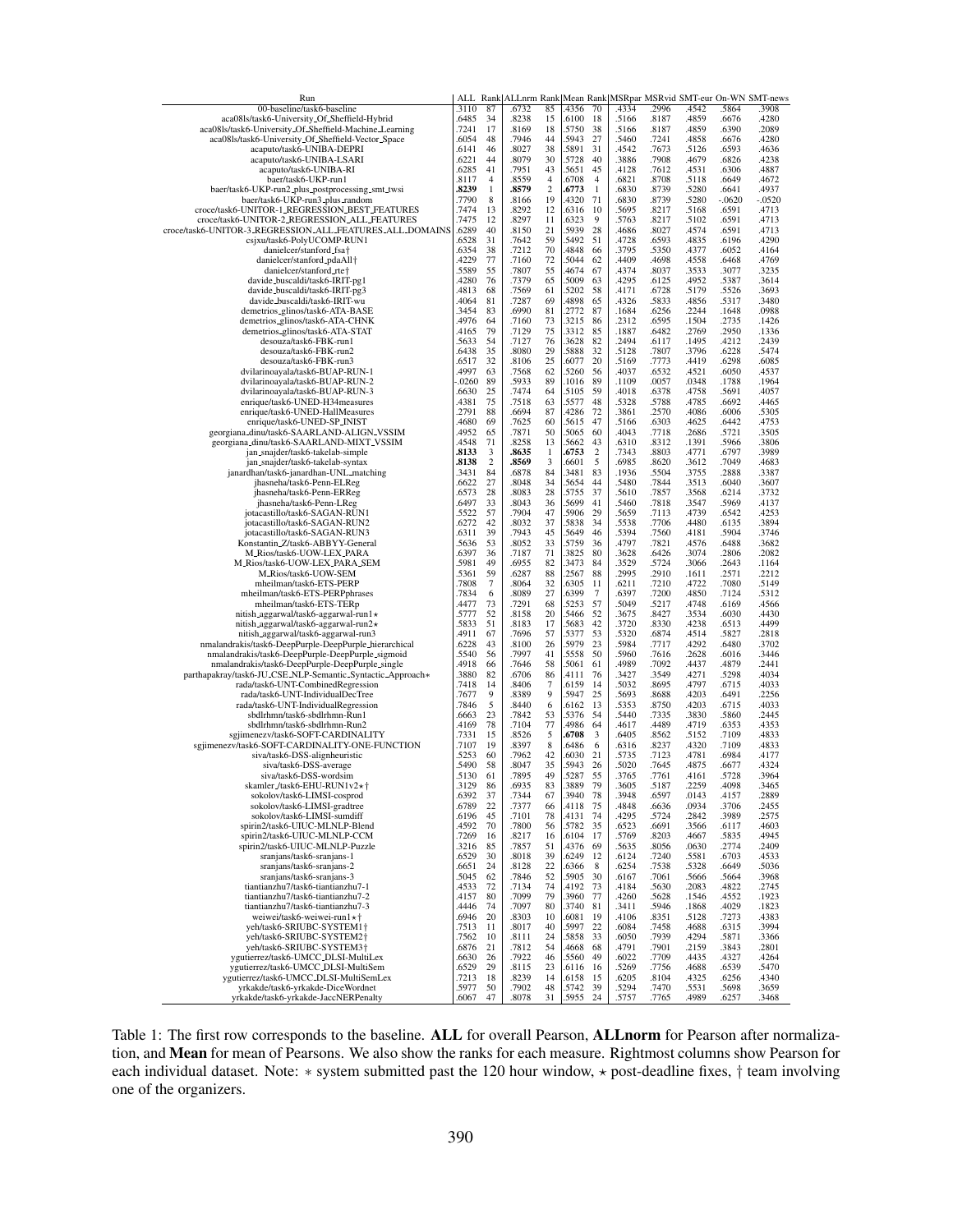| Run | ALL | Rank | ALLnrm | Rank | Mean | Rank | MSRpar | MSRvid | SMT-eur | On-WN | SMT-news |
|---|---|---|---|---|---|---|---|---|---|---|---|
| 00-baseline/task6-baseline | .3110 | 87 | .6732 | 85 | .4356 | 70 | .4334 | .2996 | .4542 | .5864 | .3908 |
| aca08ls/task6-University_Of_Sheffield-Hybrid | .6485 | 34 | .8238 | 15 | .6100 | 18 | .5166 | .8187 | .4859 | .6676 | .4280 |
| aca08ls/task6-University_Of_Sheffield-Machine_Learning | .7241 | 17 | .8169 | 18 | .5750 | 38 | .5166 | .8187 | .4859 | .6390 | .2089 |
| aca08ls/task6-University_Of_Sheffield-Vector_Space | .6054 | 48 | .7946 | 44 | .5943 | 27 | .5460 | .7241 | .4858 | .6676 | .4280 |
| acaputo/task6-UNIBA-DEPRI | .6141 | 46 | .8027 | 38 | .5891 | 31 | .4542 | .7673 | .5126 | .6593 | .4636 |
| acaputo/task6-UNIBA-LSARI | .6221 | 44 | .8079 | 30 | .5728 | 40 | .3886 | .7908 | .4679 | .6826 | .4238 |
| acaputo/task6-UNIBA-RI | .6285 | 41 | .7951 | 43 | .5651 | 45 | .4128 | .7612 | .4531 | .6306 | .4887 |
| baer/task6-UKP-run1 | .8117 | 4 | .8559 | 4 | .6708 | 4 | .6821 | .8708 | .5118 | .6649 | .4672 |
| baer/task6-UKP-run2_plus_postprocessing_smt_twsi | **.8239** | 1 | **.8579** | 2 | **.6773** | 1 | .6830 | .8739 | .5280 | .6641 | .4937 |
| baer/task6-UKP-run3_plus_random | .7790 | 8 | .8166 | 19 | .4320 | 71 | .6830 | .8739 | .5280 | -.0620 | -.0520 |
| croce/task6-UNITOR-1_REGRESSION_BEST_FEATURES | .7474 | 13 | .8292 | 12 | .6316 | 10 | .5695 | .8217 | .5168 | .6591 | .4713 |
| croce/task6-UNITOR-2_REGRESSION_ALL_FEATURES | .7475 | 12 | .8297 | 11 | .6323 | 9 | .5763 | .8217 | .5102 | .6591 | .4713 |
| croce/task6-UNITOR-3_REGRESSION_ALL_FEATURES_ALL_DOMAINS | .6289 | 40 | .8150 | 21 | .5939 | 28 | .4686 | .8027 | .4574 | .6591 | .4713 |
| csjxu/task6-PolyUCOMP-RUN1 | .6528 | 31 | .7642 | 59 | .5492 | 51 | .4728 | .6593 | .4835 | .6196 | .4290 |
| danielcer/stanford_fsa† | .6354 | 38 | .7212 | 70 | .4848 | 66 | .3795 | .5350 | .4377 | .6052 | .4164 |
| danielcer/stanford_pdaAll† | .4229 | 77 | .7160 | 72 | .5044 | 62 | .4409 | .4698 | .4558 | .6468 | .4769 |
| danielcer/stanford_rte† | .5589 | 55 | .7807 | 55 | .4674 | 67 | .4374 | .8037 | .3533 | .3077 | .3235 |
| davide_buscaldi/task6-IRIT-pg1 | .4280 | 76 | .7379 | 65 | .5009 | 63 | .4295 | .6125 | .4952 | .5387 | .3614 |
| davide_buscaldi/task6-IRIT-pg3 | .4813 | 68 | .7569 | 61 | .5202 | 58 | .4171 | .6728 | .5179 | .5526 | .3693 |
| davide_buscaldi/task6-IRIT-wu | .4064 | 81 | .7287 | 69 | .4898 | 65 | .4326 | .5833 | .4856 | .5317 | .3480 |
| demetrios_glinos/task6-ATA-BASE | .3454 | 83 | .6990 | 81 | .2772 | 87 | .1684 | .6256 | .2244 | .1648 | .0988 |
| demetrios_glinos/task6-ATA-CHNK | .4976 | 64 | .7160 | 73 | .3215 | 86 | .2312 | .6595 | .1504 | .2735 | .1426 |
| demetrios_glinos/task6-ATA-STAT | .4165 | 79 | .7129 | 75 | .3312 | 85 | .1887 | .6482 | .2769 | .2950 | .1336 |
| desouza/task6-FBK-run1 | .5633 | 54 | .7127 | 76 | .3628 | 82 | .2494 | .6117 | .1495 | .4212 | .2439 |
| desouza/task6-FBK-run2 | .6438 | 35 | .8080 | 29 | .5888 | 32 | .5128 | .7807 | .3796 | .6228 | .5474 |
| desouza/task6-FBK-run3 | .6517 | 32 | .8106 | 25 | .6077 | 20 | .5169 | .7773 | .4419 | .6298 | .6085 |
| dvilarinoayala/task6-BUAP-RUN-1 | .4997 | 63 | .7568 | 62 | .5260 | 56 | .4037 | .6532 | .4521 | .6050 | .4537 |
| dvilarinoayala/task6-BUAP-RUN-2 | -.0260 | 89 | .5933 | 89 | .1016 | 89 | .1109 | .0057 | .0348 | .1788 | .1964 |
| dvilarinoayala/task6-BUAP-RUN-3 | .6630 | 25 | .7474 | 64 | .5105 | 59 | .4018 | .6378 | .4758 | .5691 | .4057 |
| enrique/task6-UNED-H34measures | .4381 | 75 | .7518 | 63 | .5577 | 48 | .5328 | .5788 | .4785 | .6692 | .4465 |
| enrique/task6-UNED-HallMeasures | .2791 | 88 | .6694 | 87 | .4286 | 72 | .3861 | .2570 | .4086 | .6006 | .5305 |
| enrique/task6-UNED-SP_INIST | .4680 | 69 | .7625 | 60 | .5615 | 47 | .5166 | .6303 | .4625 | .6442 | .4753 |
| georgiana_dinu/task6-SAARLAND-ALIGN_VSSIM | .4952 | 65 | .7871 | 50 | .5065 | 60 | .4043 | .7718 | .2686 | .5721 | .3505 |
| georgiana_dinu/task6-SAARLAND-MIXT_VSSIM | .4548 | 71 | .8258 | 13 | .5662 | 43 | .6310 | .8312 | .1391 | .5966 | .3806 |
| jan_snajder/task6-takelab-simple | **.8133** | 3 | **.8635** | 1 | **.6753** | 2 | .7343 | .8803 | .4771 | .6797 | .3989 |
| jan_snajder/task6-takelab-syntax | **.8138** | 2 | **.8569** | 3 | .6601 | 5 | .6985 | .8620 | .3612 | .7049 | .4683 |
| janardhan/task6-janardhan-UNL_matching | .3431 | 84 | .6878 | 84 | .3481 | 83 | .1936 | .5504 | .3755 | .2888 | .3387 |
| jhasneha/task6-Penn-ELReg | .6622 | 27 | .8048 | 34 | .5654 | 44 | .5480 | .7844 | .3513 | .6040 | .3607 |
| jhasneha/task6-Penn-ERReg | .6573 | 28 | .8083 | 28 | .5755 | 37 | .5610 | .7857 | .3568 | .6214 | .3732 |
| jhasneha/task6-Penn-LReg | .6497 | 33 | .8043 | 36 | .5699 | 41 | .5460 | .7818 | .3547 | .5969 | .4137 |
| jotacastillo/task6-SAGAN-RUN1 | .5522 | 57 | .7904 | 47 | .5906 | 29 | .5659 | .7113 | .4739 | .6542 | .4253 |
| jotacastillo/task6-SAGAN-RUN2 | .6272 | 42 | .8032 | 37 | .5838 | 34 | .5538 | .7706 | .4480 | .6135 | .3894 |
| jotacastillo/task6-SAGAN-RUN3 | .6311 | 39 | .7943 | 45 | .5649 | 46 | .5394 | .7560 | .4181 | .5904 | .3746 |
| Konstantin_Z/task6-ABBYY-General | .5636 | 53 | .8052 | 33 | .5759 | 36 | .4797 | .7821 | .4576 | .6488 | .3682 |
| M_Rios/task6-UOW-LEX_PARA | .6397 | 36 | .7187 | 71 | .3825 | 80 | .3628 | .6426 | .3074 | .2806 | .2082 |
| M_Rios/task6-UOW-LEX_PARA_SEM | .5981 | 49 | .6955 | 82 | .3473 | 84 | .3529 | .5724 | .3066 | .2643 | .1164 |
| M_Rios/task6-UOW-SEM | .5361 | 59 | .6287 | 88 | .2567 | 88 | .2995 | .2910 | .1611 | .2571 | .2212 |
| mheilman/task6-ETS-PERP | .7808 | 7 | .8064 | 32 | .6305 | 11 | .6211 | .7210 | .4722 | .7080 | .5149 |
| mheilman/task6-ETS-PERPphrases | .7834 | 6 | .8089 | 27 | .6399 | 7 | .6397 | .7200 | .4850 | .7124 | .5312 |
| mheilman/task6-ETS-TERp | .4477 | 73 | .7291 | 68 | .5253 | 57 | .5049 | .5217 | .4748 | .6169 | .4566 |
| nitish_aggarwal/task6-aggarwal-run1⋆ | .5777 | 52 | .8158 | 20 | .5466 | 52 | .3675 | .8427 | .3534 | .6030 | .4430 |
| nitish_aggarwal/task6-aggarwal-run2⋆ | .5833 | 51 | .8183 | 17 | .5683 | 42 | .3720 | .8330 | .4238 | .6513 | .4499 |
| nitish_aggarwal/task6-aggarwal-run3 | .4911 | 67 | .7696 | 57 | .5377 | 53 | .5320 | .6874 | .4514 | .5827 | .2818 |
| nmalandrakis/task6-DeepPurple-DeepPurple_hierarchical | .6228 | 43 | .8100 | 26 | .5979 | 23 | .5984 | .7717 | .4292 | .6480 | .3702 |
| nmalandrakis/task6-DeepPurple-DeepPurple_sigmoid | .5540 | 56 | .7997 | 41 | .5558 | 50 | .5960 | .7616 | .2628 | .6016 | .3446 |
| nmalandrakis/task6-DeepPurple-DeepPurple_single | .4918 | 66 | .7646 | 58 | .5061 | 61 | .4989 | .7092 | .4437 | .4879 | .2441 |
| parthapakray/task6-JU_CSE_NLP-Semantic_Syntactic_Approach∗ | .3880 | 82 | .6706 | 86 | .4111 | 76 | .3427 | .3549 | .4271 | .5298 | .4034 |
| rada/task6-UNT-CombinedRegression | .7418 | 14 | .8406 | 7 | .6159 | 14 | .5032 | .8695 | .4797 | .6715 | .4033 |
| rada/task6-UNT-IndividualDecTree | .7677 | 9 | .8389 | 9 | .5947 | 25 | .5693 | .8688 | .4203 | .6491 | .2256 |
| rada/task6-UNT-IndividualRegression | .7846 | 5 | .8440 | 6 | .6162 | 13 | .5353 | .8750 | .4203 | .6715 | .4033 |
| sbdlrhmn/task6-sbdlrhmn-Run1 | .6663 | 23 | .7842 | 53 | .5376 | 54 | .5440 | .7335 | .3830 | .5860 | .2445 |
| sbdlrhmn/task6-sbdlrhmn-Run2 | .4169 | 78 | .7104 | 77 | .4986 | 64 | .4617 | .4489 | .4719 | .6353 | .4353 |
| sgjimenezv/task6-SOFT-CARDINALITY | .7331 | 15 | .8526 | 5 | **.6708** | 3 | .6405 | .8562 | .5152 | .7109 | .4833 |
| sgjimenezv/task6-SOFT-CARDINALITY-ONE-FUNCTION | .7107 | 19 | .8397 | 8 | .6486 | 6 | .6316 | .8237 | .4320 | .7109 | .4833 |
| siva/task6-DSS-alignheuristic | .5253 | 60 | .7962 | 42 | .6030 | 21 | .5735 | .7123 | .4781 | .6984 | .4177 |
| siva/task6-DSS-average | .5490 | 58 | .8047 | 35 | .5943 | 26 | .5020 | .7645 | .4875 | .6677 | .4324 |
| siva/task6-DSS-wordsim | .5130 | 61 | .7895 | 49 | .5287 | 55 | .3765 | .7761 | .4161 | .5728 | .3964 |
| skamler_/task6-EHU-RUN1v2⋆† | .3129 | 86 | .6935 | 83 | .3889 | 79 | .3605 | .5187 | .2259 | .4098 | .3465 |
| sokolov/task6-LIMSI-cosprod | .6392 | 37 | .7344 | 67 | .3940 | 78 | .3948 | .6597 | .0143 | .4157 | .2889 |
| sokolov/task6-LIMSI-gradtree | .6789 | 22 | .7377 | 66 | .4118 | 75 | .4848 | .6636 | .0934 | .3706 | .2455 |
| sokolov/task6-LIMSI-sumdiff | .6196 | 45 | .7101 | 78 | .4131 | 74 | .4295 | .5724 | .2842 | .3989 | .2575 |
| spirin2/task6-UIUC-MLNLP-Blend | .4592 | 70 | .7800 | 56 | .5782 | 35 | .6523 | .6691 | .3566 | .6117 | .4603 |
| spirin2/task6-UIUC-MLNLP-CCM | .7269 | 16 | .8217 | 16 | .6104 | 17 | .5769 | .8203 | .4667 | .5835 | .4945 |
| spirin2/task6-UIUC-MLNLP-Puzzle | .3216 | 85 | .7857 | 51 | .4376 | 69 | .5635 | .8056 | .0630 | .2774 | .2409 |
| sranjans/task6-sranjans-1 | .6529 | 30 | .8018 | 39 | .6249 | 12 | .6124 | .7240 | .5581 | .6703 | .4533 |
| sranjans/task6-sranjans-2 | .6651 | 24 | .8128 | 22 | .6366 | 8 | .6254 | .7538 | .5328 | .6649 | .5036 |
| sranjans/task6-sranjans-3 | .5045 | 62 | .7846 | 52 | .5905 | 30 | .6167 | .7061 | .5666 | .5664 | .3968 |
| tiantianzhu7/task6-tiantianzhu7-1 | .4533 | 72 | .7134 | 74 | .4192 | 73 | .4184 | .5630 | .2083 | .4822 | .2745 |
| tiantianzhu7/task6-tiantianzhu7-2 | .4157 | 80 | .7099 | 79 | .3960 | 77 | .4260 | .5628 | .1546 | .4552 | .1923 |
| tiantianzhu7/task6-tiantianzhu7-3 | .4446 | 74 | .7097 | 80 | .3740 | 81 | .3411 | .5946 | .1868 | .4029 | .1823 |
| weiwei/task6-weiwei-run1⋆† | .6946 | 20 | .8303 | 10 | .6081 | 19 | .4106 | .8351 | .5128 | .7273 | .4383 |
| yeh/task6-SRIUBC-SYSTEM1† | .7513 | 11 | .8017 | 40 | .5997 | 22 | .6084 | .7458 | .4688 | .6315 | .3994 |
| yeh/task6-SRIUBC-SYSTEM2† | .7562 | 10 | .8111 | 24 | .5858 | 33 | .6050 | .7939 | .4294 | .5871 | .3366 |
| yeh/task6-SRIUBC-SYSTEM3† | .6876 | 21 | .7812 | 54 | .4668 | 68 | .4791 | .7901 | .2159 | .3843 | .2801 |
| ygutierrez/task6-UMCC_DLSI-MultiLex | .6630 | 26 | .7922 | 46 | .5560 | 49 | .6022 | .7709 | .4435 | .4327 | .4264 |
| ygutierrez/task6-UMCC_DLSI-MultiSem | .6529 | 29 | .8115 | 23 | .6116 | 16 | .5269 | .7756 | .4688 | .6539 | .5470 |
| ygutierrez/task6-UMCC_DLSI-MultiSemLex | .7213 | 18 | .8239 | 14 | .6158 | 15 | .6205 | .8104 | .4325 | .6256 | .4340 |
| yrkakde/task6-yrkakde-DiceWordnet | .5977 | 50 | .7902 | 48 | .5742 | 39 | .5294 | .7470 | .5531 | .5698 | .3659 |
| yrkakde/task6-yrkakde-JaccNERPenalty | .6067 | 47 | .8078 | 31 | .5955 | 24 | .5757 | .7765 | .4989 | .6257 | .3468 |

Table 1: The first row corresponds to the baseline. **ALL** for overall Pearson, **ALLnorm** for Pearson after normalization, and **Mean** for mean of Pearsons. We also show the ranks for each measure. Rightmost columns show Pearson for each individual dataset. Note: ∗ system submitted past the 120 hour window, ⋆ post-deadline fixes, † team involving one of the organizers.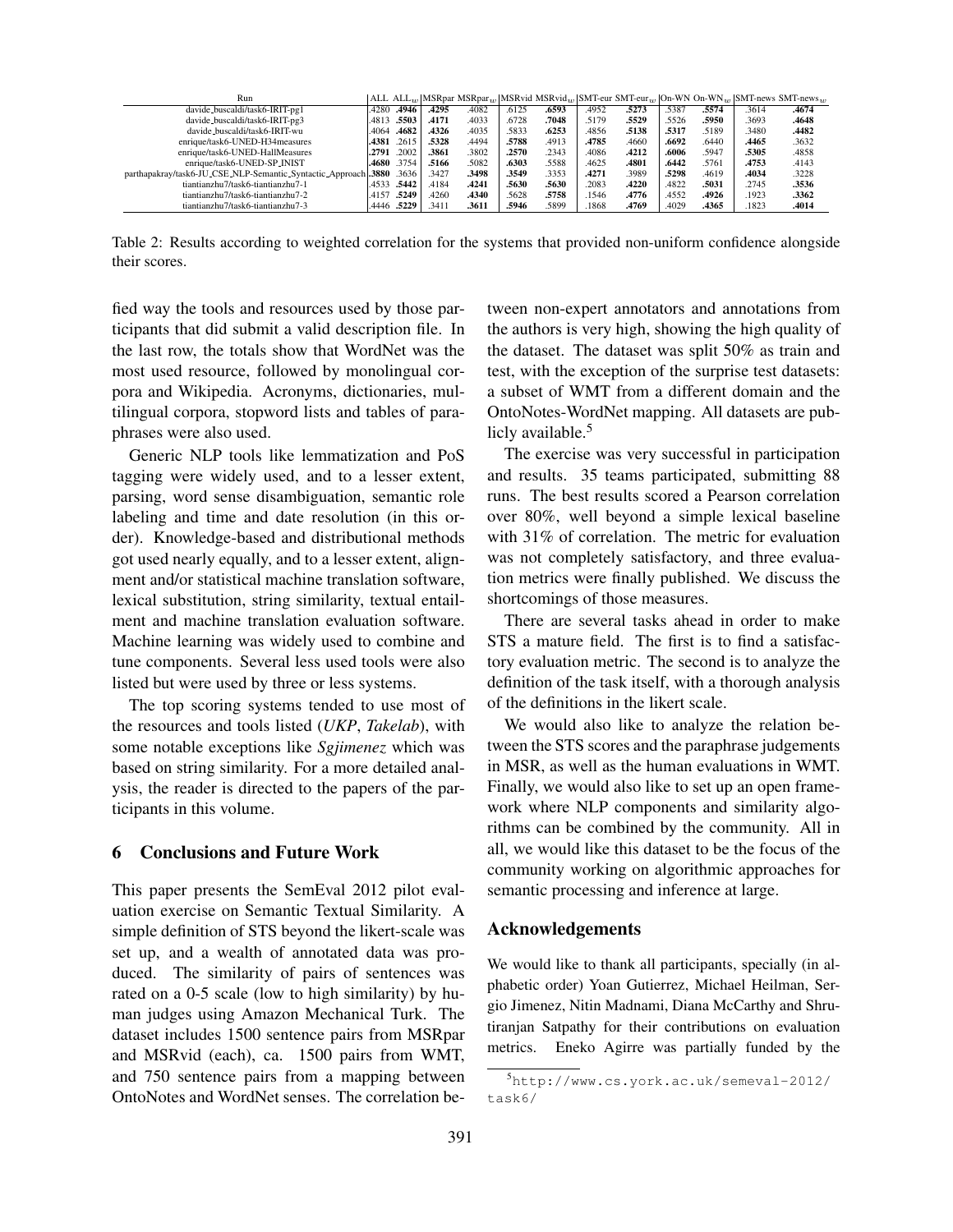| Run | ALL | $ALL_w$ | MSRpar | $MSRpar_w$ | MSRvid | $MSRvid_w$ | SMT-eur | $SMT\text{-}eur_w$ | On-WN | $On\text{-}WN_w$ | SMT-news | $SMT\text{-}news_w$ |
|---|---|---|---|---|---|---|---|---|---|---|---|---|
| davide_buscaldi/task6-IRIT-pg1 | .4280 | **.4946** | **.4295** | .4082 | .6125 | **.6593** | .4952 | **.5273** | .5387 | **.5574** | .3614 | **.4674** |
| davide_buscaldi/task6-IRIT-pg3 | .4813 | **.5503** | **.4171** | .4033 | .6728 | **.7048** | .5179 | **.5529** | .5526 | **.5950** | .3693 | **.4648** |
| davide_buscaldi/task6-IRIT-wu | .4064 | **.4682** | **.4326** | .4035 | .5833 | **.6253** | .4856 | **.5138** | **.5317** | .5189 | .3480 | **.4482** |
| enrique/task6-UNED-H34measures | **.4381** | .2615 | **.5328** | .4494 | **.5788** | .4913 | **.4785** | .4660 | **.6692** | .6440 | **.4465** | .3632 |
| enrique/task6-UNED-HallMeasures | **.2791** | .2002 | **.3861** | .3802 | **.2570** | .2343 | .4086 | **.4212** | **.6006** | .5947 | **.5305** | .4858 |
| enrique/task6-UNED-SP_INIST | **.4680** | .3754 | **.5166** | .5082 | **.6303** | .5588 | .4625 | **.4801** | **.6442** | .5761 | **.4753** | .4143 |
| parthapakray/task6-JU_CSE_NLP-Semantic_Syntactic_Approach | **.3880** | .3636 | .3427 | **.3498** | **.3549** | .3353 | **.4271** | .3989 | **.5298** | .4619 | **.4034** | .3228 |
| tiantianzhu7/task6-tiantianzhu7-1 | .4533 | **.5442** | .4184 | **.4241** | **.5630** | **.5630** | .2083 | **.4220** | .4822 | **.5031** | .2745 | **.3536** |
| tiantianzhu7/task6-tiantianzhu7-2 | .4157 | **.5249** | .4260 | **.4340** | .5628 | **.5758** | .1546 | **.4776** | .4552 | **.4926** | .1923 | **.3362** |
| tiantianzhu7/task6-tiantianzhu7-3 | .4446 | **.5229** | .3411 | **.3611** | **.5946** | .5899 | .1868 | **.4769** | .4029 | **.4365** | .1823 | **.4014** |

Table 2: Results according to weighted correlation for the systems that provided non-uniform confidence alongside their scores.

fied way the tools and resources used by those participants that did submit a valid description file. In the last row, the totals show that WordNet was the most used resource, followed by monolingual corpora and Wikipedia. Acronyms, dictionaries, multilingual corpora, stopword lists and tables of paraphrases were also used.

Generic NLP tools like lemmatization and PoS tagging were widely used, and to a lesser extent, parsing, word sense disambiguation, semantic role labeling and time and date resolution (in this order). Knowledge-based and distributional methods got used nearly equally, and to a lesser extent, alignment and/or statistical machine translation software, lexical substitution, string similarity, textual entailment and machine translation evaluation software. Machine learning was widely used to combine and tune components. Several less used tools were also listed but were used by three or less systems.

The top scoring systems tended to use most of the resources and tools listed (*UKP*, *Takelab*), with some notable exceptions like *Sgjimenez* which was based on string similarity. For a more detailed analysis, the reader is directed to the papers of the participants in this volume.

## 6 Conclusions and Future Work

This paper presents the SemEval 2012 pilot evaluation exercise on Semantic Textual Similarity. A simple definition of STS beyond the likert-scale was set up, and a wealth of annotated data was produced. The similarity of pairs of sentences was rated on a 0-5 scale (low to high similarity) by human judges using Amazon Mechanical Turk. The dataset includes 1500 sentence pairs from MSRpar and MSRvid (each), ca. 1500 pairs from WMT, and 750 sentence pairs from a mapping between OntoNotes and WordNet senses. The correlation between non-expert annotators and annotations from the authors is very high, showing the high quality of the dataset. The dataset was split 50% as train and test, with the exception of the surprise test datasets: a subset of WMT from a different domain and the OntoNotes-WordNet mapping. All datasets are publicly available.[5]

The exercise was very successful in participation and results. 35 teams participated, submitting 88 runs. The best results scored a Pearson correlation over 80%, well beyond a simple lexical baseline with 31% of correlation. The metric for evaluation was not completely satisfactory, and three evaluation metrics were finally published. We discuss the shortcomings of those measures.

There are several tasks ahead in order to make STS a mature field. The first is to find a satisfactory evaluation metric. The second is to analyze the definition of the task itself, with a thorough analysis of the definitions in the likert scale.

We would also like to analyze the relation between the STS scores and the paraphrase judgements in MSR, as well as the human evaluations in WMT. Finally, we would also like to set up an open framework where NLP components and similarity algorithms can be combined by the community. All in all, we would like this dataset to be the focus of the community working on algorithmic approaches for semantic processing and inference at large.

## Acknowledgements

We would like to thank all participants, specially (in alphabetic order) Yoan Gutierrez, Michael Heilman, Sergio Jimenez, Nitin Madnami, Diana McCarthy and Shrutiranjan Satpathy for their contributions on evaluation metrics. Eneko Agirre was partially funded by the

[5] http://www.cs.york.ac.uk/semeval-2012/task6/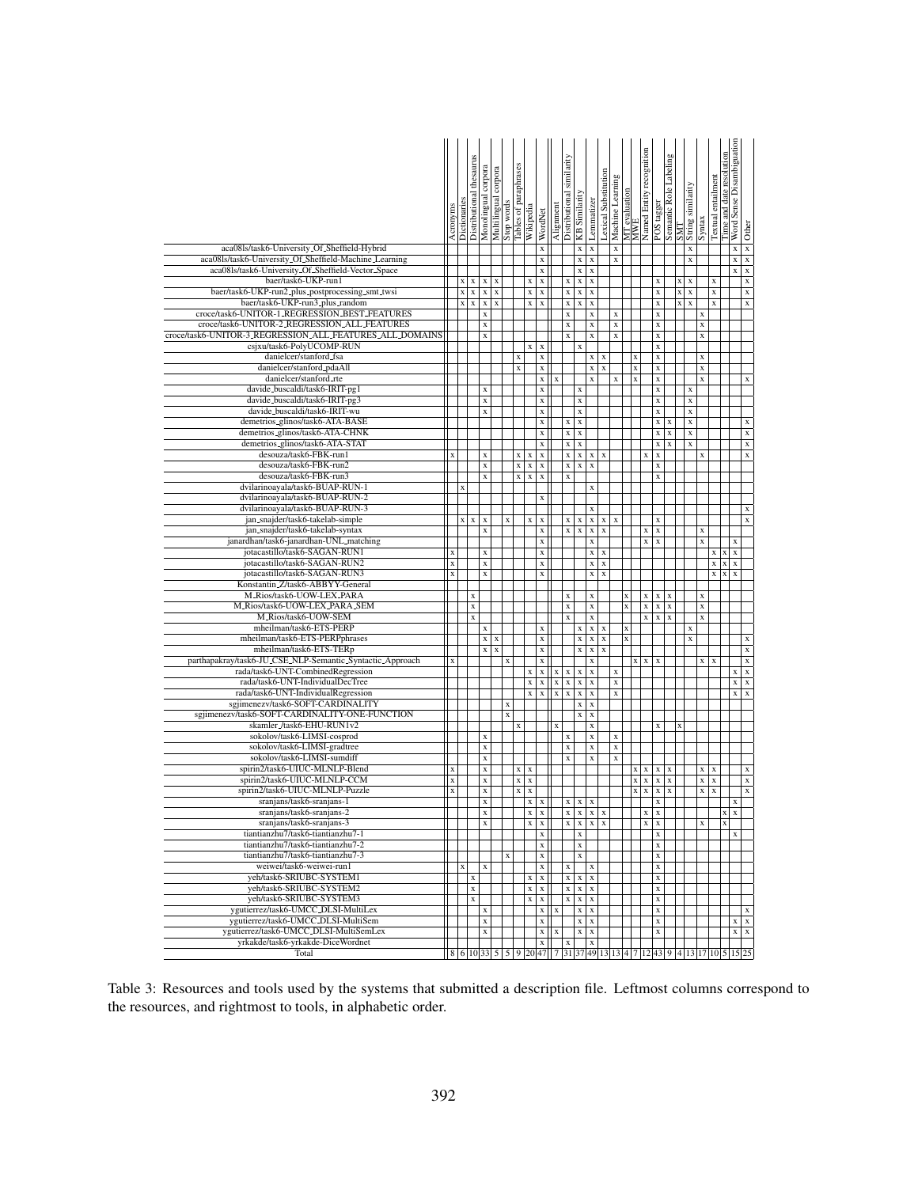| | Acronyms | Dictionaries | Distributional thesaurus | Monolingual corpora | Multilingual corpora | Stop words | Tables of paraphrases | Wikipedia | WordNet | Alignment | Distributional similarity | KB Similarity | Lemmatizer | Lexical Substitution | Machine Learning | MT evaluation | MWE | Named Entity recognition | POS tagger | Semantic Role Labeling | SMT | String similarity | Syntax | Textual entailment | Time and date resolution | Word Sense Disambiguation | Other |
|---|---|---|---|---|---|---|---|---|---|---|---|---|---|---|---|---|---|---|---|---|---|---|---|---|---|---|---|
| aca08ls/task6-University_Of_Sheffield-Hybrid | | | | | | | | | x | | | x | x | | x | | | | | | | x | | | | x | x |
| aca08ls/task6-University_Of_Sheffield-Machine_Learning | | | | | | | | | x | | | x | x | | x | | | | | | | x | | | | x | x |
| aca08ls/task6-University_Of_Sheffield-Vector_Space | | | | | | | | | x | | | x | x | | | | | | | | | | | | | x | x |
| baer/task6-UKP-run1 | | x | x | x | x | | | x | x | | x | x | x | | | | | | x | | x | x | | x | | | x |
| baer/task6-UKP-run2_plus_postprocessing_smt_twsi | | x | x | x | x | | | x | x | | x | x | x | | | | | | x | | x | x | | x | | | x |
| baer/task6-UKP-run3_plus_random | | x | x | x | x | | | x | x | | x | x | x | | | | | | x | | x | x | | x | | | x |
| croce/task6-UNITOR-1_REGRESSION_BEST_FEATURES | | | | x | | | | | | | x | | x | | x | | | | x | | | | x | | | | |
| croce/task6-UNITOR-2_REGRESSION_ALL_FEATURES | | | | x | | | | | | | x | | x | | x | | | | x | | | | x | | | | |
| croce/task6-UNITOR-3_REGRESSION_ALL_FEATURES_ALL_DOMAINS | | | | x | | | | | | | x | | x | | x | | | | x | | | | x | | | | |
| csjxu/task6-PolyUCOMP-RUN | | | | | | | | x | x | | | x | | | | | | | x | | | | | | | | |
| danielcer/stanford_fsa | | | | | | | x | | x | | | | x | x | | x | | | x | | | | x | | | | |
| danielcer/stanford_pdaAll | | | | | | | x | | x | | | | x | x | | x | | | x | | | | x | | | | |
| danielcer/stanford_rte | | | | | | | | | x | x | | | x | | x | x | | | x | | | | x | | | | x |
| davide_buscaldi/task6-IRIT-pg1 | | | | x | | | | | x | | | x | | | | | | | x | | | x | | | | | |
| davide_buscaldi/task6-IRIT-pg3 | | | | x | | | | | x | | | x | | | | | | | x | | | x | | | | | |
| davide_buscaldi/task6-IRIT-wu | | | | x | | | | | x | | | x | | | | | | | x | | | x | | | | | |
| demetrios_glinos/task6-ATA-BASE | | | | | | | | | x | | x | x | | | | | | | x | x | | x | | | | | x |
| demetrios_glinos/task6-ATA-CHNK | | | | | | | | | x | | x | x | | | | | | | x | x | | x | | | | | x |
| demetrios_glinos/task6-ATA-STAT | | | | | | | | | x | | x | x | | | | | | | x | x | | x | | | | | x |
| desouza/task6-FBK-run1 | x | | | x | | | x | x | x | | x | x | x | x | | | | x | x | | | | x | | | | x |
| desouza/task6-FBK-run2 | | | | x | | | x | x | x | | x | x | x | | | | | | x | | | | | | | | |
| desouza/task6-FBK-run3 | | | | x | | | x | x | x | | x | | | | | | | | x | | | | | | | | |
| dvilarinoayala/task6-BUAP-RUN-1 | | x | | | | | | | | | | | x | | | | | | | | | | | | | | |
| dvilarinoayala/task6-BUAP-RUN-2 | | | | | | | | | x | | | | | | | | | | | | | | | | | | |
| dvilarinoayala/task6-BUAP-RUN-3 | | | | | | | | | | | | | x | | | | | | | | | | | | | | x |
| jan_snajder/task6-takelab-simple | | x | x | x | | x | | x | x | | x | x | x | x | x | | | | x | | | | | | | | x |
| jan_snajder/task6-takelab-syntax | | | | x | | | | | x | | x | x | x | x | | | | x | x | | | | x | | | | |
| janardhan/task6-janardhan-UNL_matching | | | | | | | | | x | | | | x | | | | | x | x | | | | x | | | x | |
| jotacastillo/task6-SAGAN-RUN1 | x | | | x | | | | | x | | | | x | x | | | | | | | | | | x | x | x | |
| jotacastillo/task6-SAGAN-RUN2 | x | | | x | | | | | x | | | | x | x | | | | | | | | | | x | x | x | |
| jotacastillo/task6-SAGAN-RUN3 | x | | | x | | | | | x | | | | x | x | | | | | | | | | | x | x | x | |
| Konstantin_Z/task6-ABBYY-General | | | | | | | | | | | | | | | | | | | | | | | | | | | |
| M_Rios/task6-UOW-LEX_PARA | | | x | | | | | | | | x | | x | | | x | | x | x | x | | | x | | | | |
| M_Rios/task6-UOW-LEX_PARA_SEM | | | x | | | | | | | | x | | x | | | x | | x | x | x | | | x | | | | |
| M_Rios/task6-UOW-SEM | | | x | | | | | | | | x | | x | | | | | x | x | x | | | x | | | | |
| mheilman/task6-ETS-PERP | | | | x | | | | | x | | | x | x | x | | x | | | | | | x | | | | | |
| mheilman/task6-ETS-PERPphrases | | | | x | x | | | | x | | | x | x | x | | x | | | | | | x | | | | | x |
| mheilman/task6-ETS-TERp | | | | x | x | | | | x | | | x | x | x | | | | | | | | | | | | | x |
| parthapakray/task6-JU_CSE_NLP-Semantic_Syntactic_Approach | x | | | | | x | | | x | | | | x | | | | x | x | x | | | | x | x | | | x |
| rada/task6-UNT-CombinedRegression | | | | | | | | x | x | x | x | x | x | | x | | | | | | | | | | | x | x |
| rada/task6-UNT-IndividualDecTree | | | | | | | | x | x | x | x | x | x | | x | | | | | | | | | | | x | x |
| rada/task6-UNT-IndividualRegression | | | | | | | | x | x | x | x | x | x | | x | | | | | | | | | | | x | x |
| sgjimenezv/task6-SOFT-CARDINALITY | | | | | | x | | | | | | x | x | | | | | | | | | | | | | | |
| sgjimenezv/task6-SOFT-CARDINALITY-ONE-FUNCTION | | | | | | x | | | | | | x | x | | | | | | | | | | | | | | |
| skamler_/task6-EHU-RUN1v2 | | | | | | | x | | | x | | | x | | | | | | x | | x | | | | | | |
| sokolov/task6-LIMSI-cosprod | | | | x | | | | | | | x | | x | | x | | | | | | | | | | | | |
| sokolov/task6-LIMSI-gradtree | | | | x | | | | | | | x | | x | | x | | | | | | | | | | | | |
| sokolov/task6-LIMSI-sumdiff | | | | x | | | | | | | x | | x | | x | | | | | | | | | | | | |
| spirin2/task6-UIUC-MLNLP-Blend | x | | | x | | | x | x | | | | | | | | | x | x | x | x | | | x | x | | | x |
| spirin2/task6-UIUC-MLNLP-CCM | x | | | x | | | x | x | | | | | | | | | x | x | x | x | | | x | x | | | x |
| spirin2/task6-UIUC-MLNLP-Puzzle | x | | | x | | | x | x | | | | | | | | | x | x | x | x | | | x | x | | | x |
| sranjans/task6-sranjans-1 | | | | x | | | | x | x | | x | x | x | | | | | | x | | | | | | | x | |
| sranjans/task6-sranjans-2 | | | | x | | | | x | x | | x | x | x | x | | | | x | x | | | | | | x | x | |
| sranjans/task6-sranjans-3 | | | | x | | | | x | x | | x | x | x | x | | | | x | x | | | | x | | x | | |
| tiantianzhu7/task6-tiantianzhu7-1 | | | | | | | | | x | | | x | | | | | | | x | | | | | | | x | |
| tiantianzhu7/task6-tiantianzhu7-2 | | | | | | | | | x | | | x | | | | | | | x | | | | | | | | |
| tiantianzhu7/task6-tiantianzhu7-3 | | | | | | x | | | x | | | x | | | | | | | x | | | | | | | | |
| weiwei/task6-weiwei-run1 | | x | | x | | | | | x | | x | | x | | | | | | x | | | | | | | | |
| yeh/task6-SRIUBC-SYSTEM1 | | | x | | | | | x | x | | x | x | x | | | | | | x | | | | | | | | |
| yeh/task6-SRIUBC-SYSTEM2 | | | x | | | | | x | x | | x | x | x | | | | | | x | | | | | | | | |
| yeh/task6-SRIUBC-SYSTEM3 | | | x | | | | | x | x | | x | x | x | | | | | | x | | | | | | | | |
| ygutierrez/task6-UMCC_DLSI-MultiLex | | | | x | | | | | x | x | | x | x | | | | | | x | | | | | | | | x |
| ygutierrez/task6-UMCC_DLSI-MultiSem | | | | x | | | | | x | | | x | x | | | | | | x | | | | | | | x | x |
| ygutierrez/task6-UMCC_DLSI-MultiSemLex | | | | x | | | | | x | x | | x | x | | | | | | x | | | | | | | x | x |
| yrkakde/task6-yrkakde-DiceWordnet | | | | | | | | | x | | x | | x | | | | | | | | | | | | | | |
| Total | 8 | 6 | 10 | 33 | 5 | 5 | 9 | 20 | 47 | 7 | 31 | 37 | 49 | 13 | 13 | 4 | 7 | 12 | 43 | 9 | 4 | 13 | 17 | 10 | 5 | 15 | 25 |

Table 3: Resources and tools used by the systems that submitted a description file. Leftmost columns correspond to the resources, and rightmost to tools, in alphabetic order.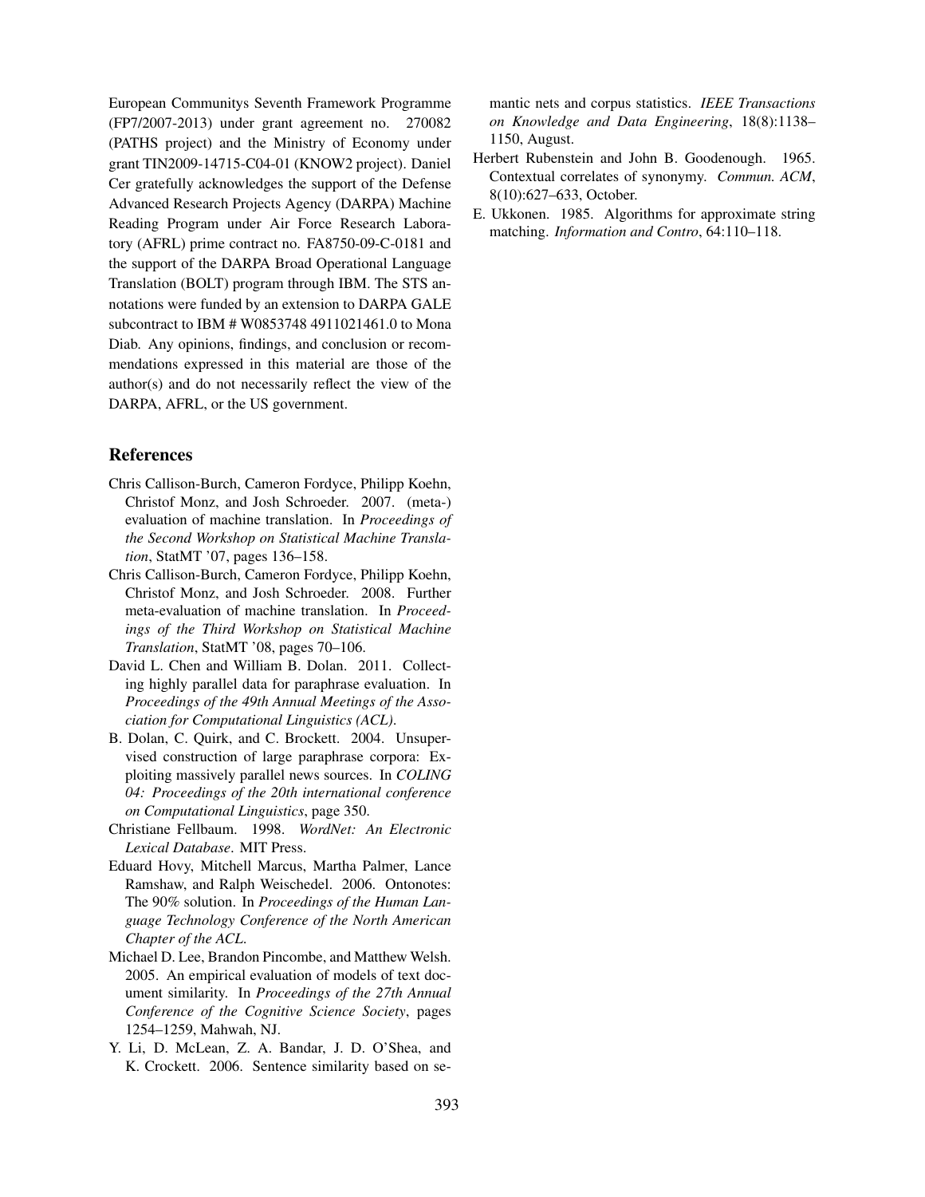European Communitys Seventh Framework Programme (FP7/2007-2013) under grant agreement no. 270082 (PATHS project) and the Ministry of Economy under grant TIN2009-14715-C04-01 (KNOW2 project). Daniel Cer gratefully acknowledges the support of the Defense Advanced Research Projects Agency (DARPA) Machine Reading Program under Air Force Research Laboratory (AFRL) prime contract no. FA8750-09-C-0181 and the support of the DARPA Broad Operational Language Translation (BOLT) program through IBM. The STS annotations were funded by an extension to DARPA GALE subcontract to IBM # W0853748 4911021461.0 to Mona Diab. Any opinions, findings, and conclusion or recommendations expressed in this material are those of the author(s) and do not necessarily reflect the view of the DARPA, AFRL, or the US government.

## References

Chris Callison-Burch, Cameron Fordyce, Philipp Koehn, Christof Monz, and Josh Schroeder. 2007. (meta-) evaluation of machine translation. In *Proceedings of the Second Workshop on Statistical Machine Translation*, StatMT '07, pages 136–158.

Chris Callison-Burch, Cameron Fordyce, Philipp Koehn, Christof Monz, and Josh Schroeder. 2008. Further meta-evaluation of machine translation. In *Proceedings of the Third Workshop on Statistical Machine Translation*, StatMT '08, pages 70–106.

David L. Chen and William B. Dolan. 2011. Collecting highly parallel data for paraphrase evaluation. In *Proceedings of the 49th Annual Meetings of the Association for Computational Linguistics (ACL)*.

B. Dolan, C. Quirk, and C. Brockett. 2004. Unsupervised construction of large paraphrase corpora: Exploiting massively parallel news sources. In *COLING 04: Proceedings of the 20th international conference on Computational Linguistics*, page 350.

Christiane Fellbaum. 1998. *WordNet: An Electronic Lexical Database*. MIT Press.

Eduard Hovy, Mitchell Marcus, Martha Palmer, Lance Ramshaw, and Ralph Weischedel. 2006. Ontonotes: The 90% solution. In *Proceedings of the Human Language Technology Conference of the North American Chapter of the ACL*.

Michael D. Lee, Brandon Pincombe, and Matthew Welsh. 2005. An empirical evaluation of models of text document similarity. In *Proceedings of the 27th Annual Conference of the Cognitive Science Society*, pages 1254–1259, Mahwah, NJ.

Y. Li, D. McLean, Z. A. Bandar, J. D. O'Shea, and K. Crockett. 2006. Sentence similarity based on semantic nets and corpus statistics. *IEEE Transactions on Knowledge and Data Engineering*, 18(8):1138–1150, August.

Herbert Rubenstein and John B. Goodenough. 1965. Contextual correlates of synonymy. *Commun. ACM*, 8(10):627–633, October.

E. Ukkonen. 1985. Algorithms for approximate string matching. *Information and Contro*, 64:110–118.